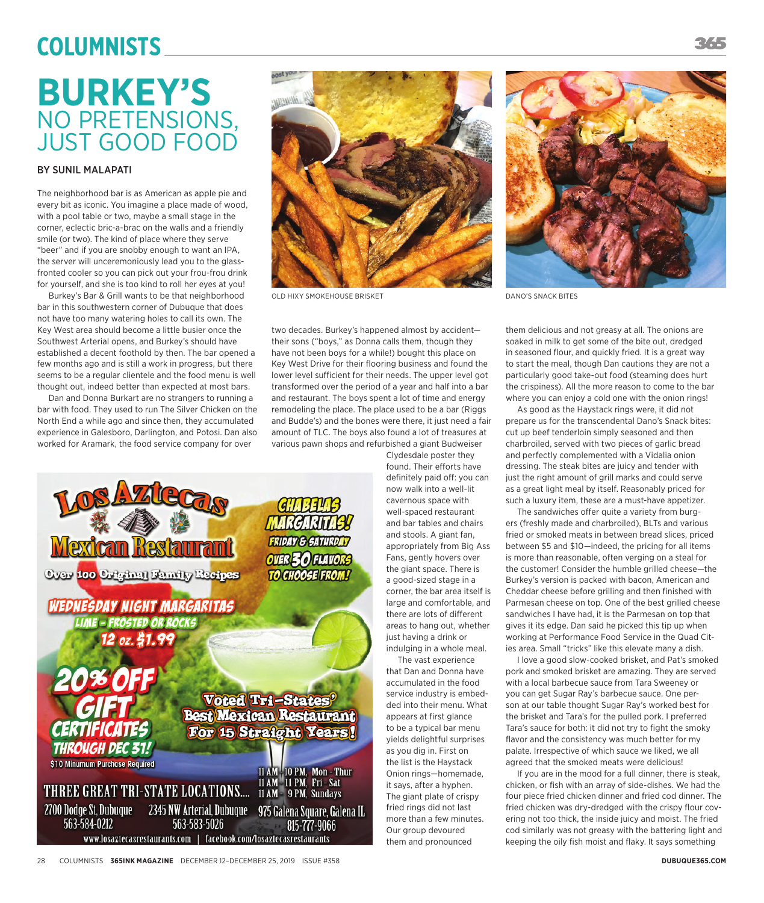# BURKEY'S
## NO PRETENSIONS, JUST GOOD FOOD

BY SUNIL MALAPATI

The neighborhood bar is as American as apple pie and every bit as iconic. You imagine a place made of wood, with a pool table or two, maybe a small stage in the corner, eclectic bric-a-brac on the walls and a friendly smile (or two). The kind of place where they serve "beer" and if you are snobby enough to want an IPA, the server will unceremoniously lead you to the glass-fronted cooler so you can pick out your frou-frou drink for yourself, and she is too kind to roll her eyes at you!

Burkey's Bar & Grill wants to be that neighborhood bar in this southwestern corner of Dubuque that does not have too many watering holes to call its own. The Key West area should become a little busier once the Southwest Arterial opens, and Burkey's should have established a decent foothold by then. The bar opened a few months ago and is still a work in progress, but there seems to be a regular clientele and the food menu is well thought out, indeed better than expected at most bars.

Dan and Donna Burkart are no strangers to running a bar with food. They used to run The Silver Chicken on the North End a while ago and since then, they accumulated experience in Galesboro, Darlington, and Potosi. Dan also worked for Aramark, the food service company for over two decades. Burkey's happened almost by accident—their sons ("boys," as Donna calls them, though they have not been boys for a while!) bought this place on Key West Drive for their flooring business and found the lower level sufficient for their needs. The upper level got transformed over the period of a year and half into a bar and restaurant. The boys spent a lot of time and energy remodeling the place. The place used to be a bar (Riggs and Budde's) and the bones were there, it just need a fair amount of TLC. The boys also found a lot of treasures at various pawn shops and refurbished a giant Budweiser Clydesdale poster they found. Their efforts have definitely paid off: you can now walk into a well-lit cavernous space with well-spaced restaurant and bar tables and chairs and stools. A giant fan, appropriately from Big Ass Fans, gently hovers over the giant space. There is a good-sized stage in a corner, the bar area itself is large and comfortable, and there are lots of different areas to hang out, whether just having a drink or indulging in a whole meal.

OLD HIXY SMOKEHOUSE BRISKET

DANO'S SNACK BITES

The vast experience that Dan and Donna have accumulated in the food service industry is embedded into their menu. What appears at first glance to be a typical bar menu yields delightful surprises as you dig in. First on the list is the Haystack Onion rings—homemade, it says, after a hyphen. The giant plate of crispy fried rings did not last more than a few minutes. Our group devoured them and pronounced them delicious and not greasy at all. The onions are soaked in milk to get some of the bite out, dredged in seasoned flour, and quickly fried. It is a great way to start the meal, though Dan cautions they are not a particularly good take-out food (steaming does hurt the crispiness). All the more reason to come to the bar where you can enjoy a cold one with the onion rings!

As good as the Haystack rings were, it did not prepare us for the transcendental Dano's Snack bites: cut up beef tenderloin simply seasoned and then charbroiled, served with two pieces of garlic bread and perfectly complemented with a Vidalia onion dressing. The steak bites are juicy and tender with just the right amount of grill marks and could serve as a great light meal by itself. Reasonably priced for such a luxury item, these are a must-have appetizer.

The sandwiches offer quite a variety from burgers (freshly made and charbroiled), BLTs and various fried or smoked meats in between bread slices, priced between $5 and $10—indeed, the pricing for all items is more than reasonable, often verging on a steal for the customer! Consider the humble grilled cheese—the Burkey's version is packed with bacon, American and Cheddar cheese before grilling and then finished with Parmesan cheese on top. One of the best grilled cheese sandwiches I have had, it is the Parmesan on top that gives it its edge. Dan said he picked this tip up when working at Performance Food Service in the Quad Cities area. Small "tricks" like this elevate many a dish.

I love a good slow-cooked brisket, and Pat's smoked pork and smoked brisket are amazing. They are served with a local barbecue sauce from Tara Sweeney or you can get Sugar Ray's barbecue sauce. One person at our table thought Sugar Ray's worked best for the brisket and Tara's for the pulled pork. I preferred Tara's sauce for both: it did not try to fight the smoky flavor and the consistency was much better for my palate. Irrespective of which sauce we liked, we all agreed that the smoked meats were delicious!

If you are in the mood for a full dinner, there is steak, chicken, or fish with an array of side-dishes. We had the four piece fried chicken dinner and fried cod dinner. The fried chicken was dry-dredged with the crispy flour covering not too thick, the inside juicy and moist. The fried cod similarly was not greasy with the battering light and keeping the oily fish moist and flaky. It says something

---

**Los Aztecas Mexican Restaurant**

Over 100 Original Family Recipes

CHABELAS MARGARITAS! FRIDAY & SATURDAY — OVER 30 FLAVORS TO CHOOSE FROM!

WEDNESDAY NIGHT MARGARITAS — LIME - FROSTED OR ROCKS — 12 oz. $1.99

20% OFF GIFT CERTIFICATES THROUGH DEC 31! $10 Minumum Purchase Required

Voted Tri-States' Best Mexican Restaurant For 15 Straight Years!

11 AM - 10 PM, Mon - Thur
11 AM - 11 PM, Fri - Sat
11 AM - 9 PM, Sundays

THREE GREAT TRI-STATE LOCATIONS....

2700 Dodge St, Dubuque 563-584-0212 | 2345 NW Arterial, Dubuque 563-583-5026 | 975 Galena Square, Galena IL 815-777-9066

www.losaztecasrestaurants.com | facebook.com/losaztecasrestaurants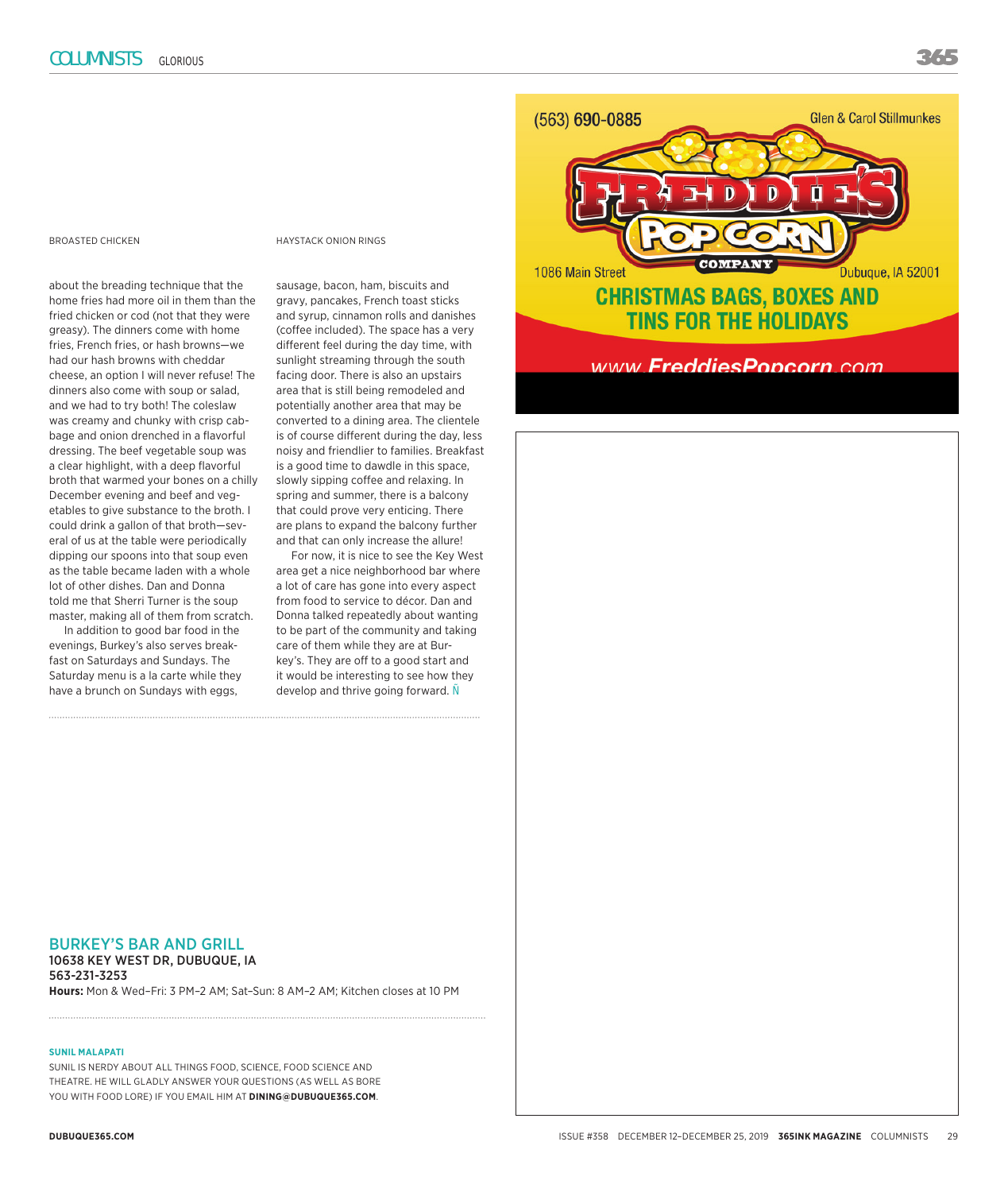BROASTED CHICKEN

HAYSTACK ONION RINGS

about the breading technique that the home fries had more oil in them than the fried chicken or cod (not that they were greasy). The dinners come with home fries, French fries, or hash browns—we had our hash browns with cheddar cheese, an option I will never refuse! The dinners also come with soup or salad, and we had to try both! The coleslaw was creamy and chunky with crisp cabbage and onion drenched in a flavorful dressing. The beef vegetable soup was a clear highlight, with a deep flavorful broth that warmed your bones on a chilly December evening and beef and vegetables to give substance to the broth. I could drink a gallon of that broth—several of us at the table were periodically dipping our spoons into that soup even as the table became laden with a whole lot of other dishes. Dan and Donna told me that Sherri Turner is the soup master, making all of them from scratch.

In addition to good bar food in the evenings, Burkey's also serves breakfast on Saturdays and Sundays. The Saturday menu is a la carte while they have a brunch on Sundays with eggs, sausage, bacon, ham, biscuits and gravy, pancakes, French toast sticks and syrup, cinnamon rolls and danishes (coffee included). The space has a very different feel during the day time, with sunlight streaming through the south facing door. There is also an upstairs area that is still being remodeled and potentially another area that may be converted to a dining area. The clientele is of course different during the day, less noisy and friendlier to families. Breakfast is a good time to dawdle in this space, slowly sipping coffee and relaxing. In spring and summer, there is a balcony that could prove very enticing. There are plans to expand the balcony further and that can only increase the allure!

For now, it is nice to see the Key West area get a nice neighborhood bar where a lot of care has gone into every aspect from food to service to décor. Dan and Donna talked repeatedly about wanting to be part of the community and taking care of them while they are at Burkey's. They are off to a good start and it would be interesting to see how they develop and thrive going forward. Ñ

## BURKEY'S BAR AND GRILL

**10638 KEY WEST DR, DUBUQUE, IA**
**563-231-3253**
**Hours:** Mon & Wed–Fri: 3 PM–2 AM; Sat–Sun: 8 AM–2 AM; Kitchen closes at 10 PM

**SUNIL MALAPATI**

SUNIL IS NERDY ABOUT ALL THINGS FOOD, SCIENCE, FOOD SCIENCE AND THEATRE. HE WILL GLADLY ANSWER YOUR QUESTIONS (AS WELL AS BORE YOU WITH FOOD LORE) IF YOU EMAIL HIM AT **DINING@DUBUQUE365.COM**.

(563) 690-0885 Glen & Carol Stillmunkes

FREDDIE'S POP CORN COMPANY

1086 Main Street Dubuque, IA 52001

CHRISTMAS BAGS, BOXES AND TINS FOR THE HOLIDAYS

www.FreddiesPopcorn.com